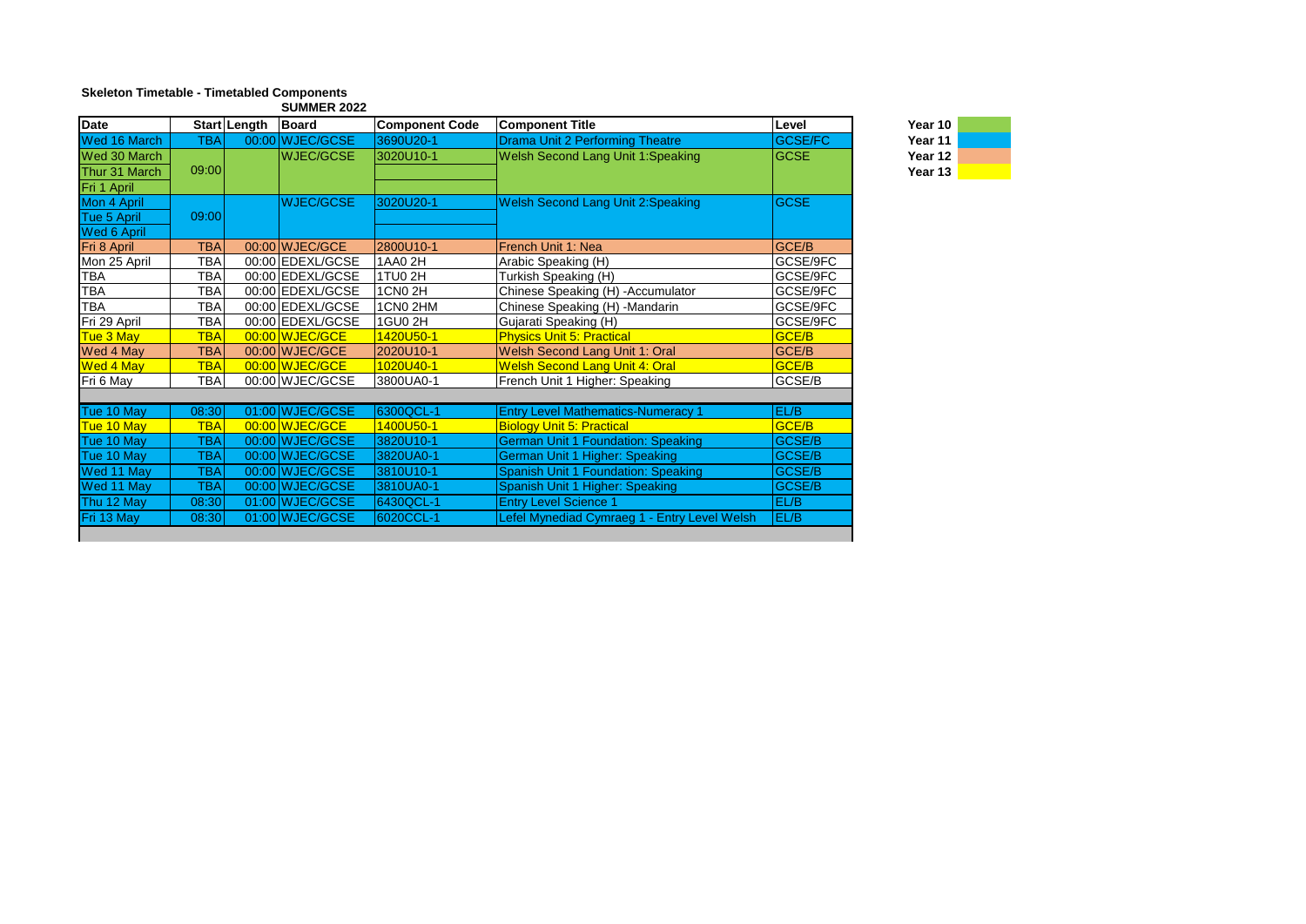**Skeleton Timetable - Timetabled Components**

**SUMMER 2022**

| Date | Start | Length | Board | Component Code | Component Title | Level |
|---|---|---|---|---|---|---|
| Wed 16 March | TBA | 00:00 | WJEC/GCSE | 3690U20-1 | Drama Unit 2 Performing Theatre | GCSE/FC |
| Wed 30 March | 09:00 | | WJEC/GCSE | 3020U10-1 | Welsh Second Lang Unit 1:Speaking | GCSE |
| Thur 31 March | | | | | | |
| Fri 1 April | | | | | | |
| Mon 4 April | 09:00 | | WJEC/GCSE | 3020U20-1 | Welsh Second Lang Unit 2:Speaking | GCSE |
| Tue 5 April | | | | | | |
| Wed 6 April | | | | | | |
| Fri 8 April | TBA | 00:00 | WJEC/GCE | 2800U10-1 | French Unit 1: Nea | GCE/B |
| Mon 25 April | TBA | 00:00 | EDEXL/GCSE | 1AA0 2H | Arabic Speaking (H) | GCSE/9FC |
| TBA | TBA | 00:00 | EDEXL/GCSE | 1TU0 2H | Turkish Speaking (H) | GCSE/9FC |
| TBA | TBA | 00:00 | EDEXL/GCSE | 1CN0 2H | Chinese Speaking (H) -Accumulator | GCSE/9FC |
| TBA | TBA | 00:00 | EDEXL/GCSE | 1CN0 2HM | Chinese Speaking (H) -Mandarin | GCSE/9FC |
| Fri 29 April | TBA | 00:00 | EDEXL/GCSE | 1GU0 2H | Gujarati Speaking (H) | GCSE/9FC |
| Tue 3 May | TBA | 00:00 | WJEC/GCE | 1420U50-1 | Physics Unit 5: Practical | GCE/B |
| Wed 4 May | TBA | 00:00 | WJEC/GCE | 2020U10-1 | Welsh Second Lang Unit 1: Oral | GCE/B |
| Wed 4 May | TBA | 00:00 | WJEC/GCE | 1020U40-1 | Welsh Second Lang Unit 4: Oral | GCE/B |
| Fri 6 May | TBA | 00:00 | WJEC/GCSE | 3800UA0-1 | French Unit 1 Higher: Speaking | GCSE/B |
| | | | | | | |
| Tue 10 May | 08:30 | 01:00 | WJEC/GCSE | 6300QCL-1 | Entry Level Mathematics-Numeracy 1 | EL/B |
| Tue 10 May | TBA | 00:00 | WJEC/GCE | 1400U50-1 | Biology Unit 5: Practical | GCE/B |
| Tue 10 May | TBA | 00:00 | WJEC/GCSE | 3820U10-1 | German Unit 1 Foundation: Speaking | GCSE/B |
| Tue 10 May | TBA | 00:00 | WJEC/GCSE | 3820UA0-1 | German Unit 1 Higher: Speaking | GCSE/B |
| Wed 11 May | TBA | 00:00 | WJEC/GCSE | 3810U10-1 | Spanish Unit 1 Foundation: Speaking | GCSE/B |
| Wed 11 May | TBA | 00:00 | WJEC/GCSE | 3810UA0-1 | Spanish Unit 1 Higher: Speaking | GCSE/B |
| Thu 12 May | 08:30 | 01:00 | WJEC/GCSE | 6430QCL-1 | Entry Level Science 1 | EL/B |
| Fri 13 May | 08:30 | 01:00 | WJEC/GCSE | 6020CCL-1 | Lefel Mynediad Cymraeg 1 - Entry Level Welsh | EL/B |

| Key |
|---|
| Year 10 |
| Year 11 |
| Year 12 |
| Year 13 |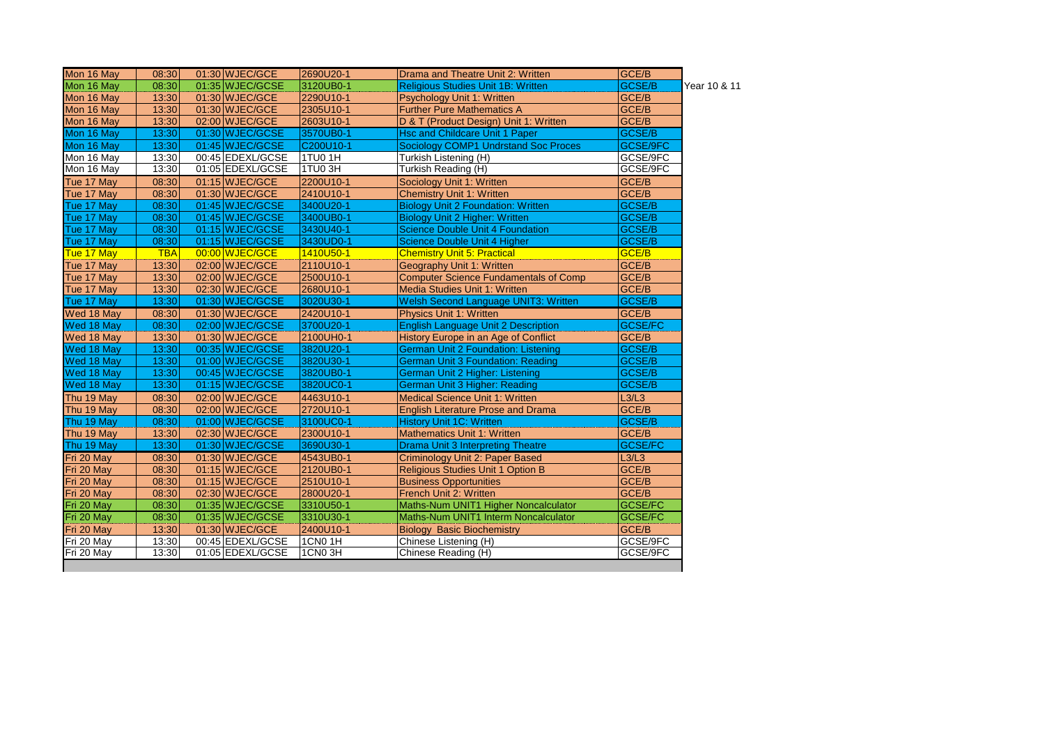| | | | | | | | |
|---|---|---|---|---|---|---|---|
| Mon 16 May | 08:30 | 01:30 | WJEC/GCE | 2690U20-1 | Drama and Theatre Unit 2: Written | GCE/B | |
| Mon 16 May | 08:30 | 01:35 | WJEC/GCSE | 3120UB0-1 | Religious Studies Unit 1B: Written | GCSE/B | Year 10 & 11 |
| Mon 16 May | 13:30 | 01:30 | WJEC/GCE | 2290U10-1 | Psychology Unit 1: Written | GCE/B | |
| Mon 16 May | 13:30 | 01:30 | WJEC/GCE | 2305U10-1 | Further Pure Mathematics A | GCE/B | |
| Mon 16 May | 13:30 | 02:00 | WJEC/GCE | 2603U10-1 | D & T (Product Design) Unit 1: Written | GCE/B | |
| Mon 16 May | 13:30 | 01:30 | WJEC/GCSE | 3570UB0-1 | Hsc and Childcare Unit 1 Paper | GCSE/B | |
| Mon 16 May | 13:30 | 01:45 | WJEC/GCSE | C200U10-1 | Sociology COMP1 Undrstand Soc Proces | GCSE/9FC | |
| Mon 16 May | 13:30 | 00:45 | EDEXL/GCSE | 1TU0 1H | Turkish Listening (H) | GCSE/9FC | |
| Mon 16 May | 13:30 | 01:05 | EDEXL/GCSE | 1TU0 3H | Turkish Reading (H) | GCSE/9FC | |
| Tue 17 May | 08:30 | 01:15 | WJEC/GCE | 2200U10-1 | Sociology Unit 1: Written | GCE/B | |
| Tue 17 May | 08:30 | 01:30 | WJEC/GCE | 2410U10-1 | Chemistry Unit 1: Written | GCE/B | |
| Tue 17 May | 08:30 | 01:45 | WJEC/GCSE | 3400U20-1 | Biology Unit 2 Foundation: Written | GCSE/B | |
| Tue 17 May | 08:30 | 01:45 | WJEC/GCSE | 3400UB0-1 | Biology Unit 2 Higher: Written | GCSE/B | |
| Tue 17 May | 08:30 | 01:15 | WJEC/GCSE | 3430U40-1 | Science Double Unit 4 Foundation | GCSE/B | |
| Tue 17 May | 08:30 | 01:15 | WJEC/GCSE | 3430UD0-1 | Science Double Unit 4 Higher | GCSE/B | |
| Tue 17 May | TBA | 00:00 | WJEC/GCE | 1410U50-1 | Chemistry Unit 5: Practical | GCE/B | |
| Tue 17 May | 13:30 | 02:00 | WJEC/GCE | 2110U10-1 | Geography Unit 1: Written | GCE/B | |
| Tue 17 May | 13:30 | 02:00 | WJEC/GCE | 2500U10-1 | Computer Science Fundamentals of Comp | GCE/B | |
| Tue 17 May | 13:30 | 02:30 | WJEC/GCE | 2680U10-1 | Media Studies Unit 1: Written | GCE/B | |
| Tue 17 May | 13:30 | 01:30 | WJEC/GCSE | 3020U30-1 | Welsh Second Language UNIT3: Written | GCSE/B | |
| Wed 18 May | 08:30 | 01:30 | WJEC/GCE | 2420U10-1 | Physics Unit 1: Written | GCE/B | |
| Wed 18 May | 08:30 | 02:00 | WJEC/GCSE | 3700U20-1 | English Language Unit 2 Description | GCSE/FC | |
| Wed 18 May | 13:30 | 01:30 | WJEC/GCE | 2100UH0-1 | History Europe in an Age of Conflict | GCE/B | |
| Wed 18 May | 13:30 | 00:35 | WJEC/GCSE | 3820U20-1 | German Unit 2 Foundation: Listening | GCSE/B | |
| Wed 18 May | 13:30 | 01:00 | WJEC/GCSE | 3820U30-1 | German Unit 3 Foundation: Reading | GCSE/B | |
| Wed 18 May | 13:30 | 00:45 | WJEC/GCSE | 3820UB0-1 | German Unit 2 Higher: Listening | GCSE/B | |
| Wed 18 May | 13:30 | 01:15 | WJEC/GCSE | 3820UC0-1 | German Unit 3 Higher: Reading | GCSE/B | |
| Thu 19 May | 08:30 | 02:00 | WJEC/GCE | 4463U10-1 | Medical Science Unit 1: Written | L3/L3 | |
| Thu 19 May | 08:30 | 02:00 | WJEC/GCE | 2720U10-1 | English Literature Prose and Drama | GCE/B | |
| Thu 19 May | 08:30 | 01:00 | WJEC/GCSE | 3100UC0-1 | History Unit 1C: Written | GCSE/B | |
| Thu 19 May | 13:30 | 02:30 | WJEC/GCE | 2300U10-1 | Mathematics Unit 1: Written | GCE/B | |
| Thu 19 May | 13:30 | 01:30 | WJEC/GCSE | 3690U30-1 | Drama Unit 3 Interpreting Theatre | GCSE/FC | |
| Fri 20 May | 08:30 | 01:30 | WJEC/GCE | 4543UB0-1 | Criminology Unit 2: Paper Based | L3/L3 | |
| Fri 20 May | 08:30 | 01:15 | WJEC/GCE | 2120UB0-1 | Religious Studies Unit 1 Option B | GCE/B | |
| Fri 20 May | 08:30 | 01:15 | WJEC/GCE | 2510U10-1 | Business Opportunities | GCE/B | |
| Fri 20 May | 08:30 | 02:30 | WJEC/GCE | 2800U20-1 | French Unit 2: Written | GCE/B | |
| Fri 20 May | 08:30 | 01:35 | WJEC/GCSE | 3310U50-1 | Maths-Num UNIT1 Higher Noncalculator | GCSE/FC | |
| Fri 20 May | 08:30 | 01:35 | WJEC/GCSE | 3310U30-1 | Maths-Num UNIT1 Interm Noncalculator | GCSE/FC | |
| Fri 20 May | 13:30 | 01:30 | WJEC/GCE | 2400U10-1 | Biology Basic Biochemistry | GCE/B | |
| Fri 20 May | 13:30 | 00:45 | EDEXL/GCSE | 1CN0 1H | Chinese Listening (H) | GCSE/9FC | |
| Fri 20 May | 13:30 | 01:05 | EDEXL/GCSE | 1CN0 3H | Chinese Reading (H) | GCSE/9FC | |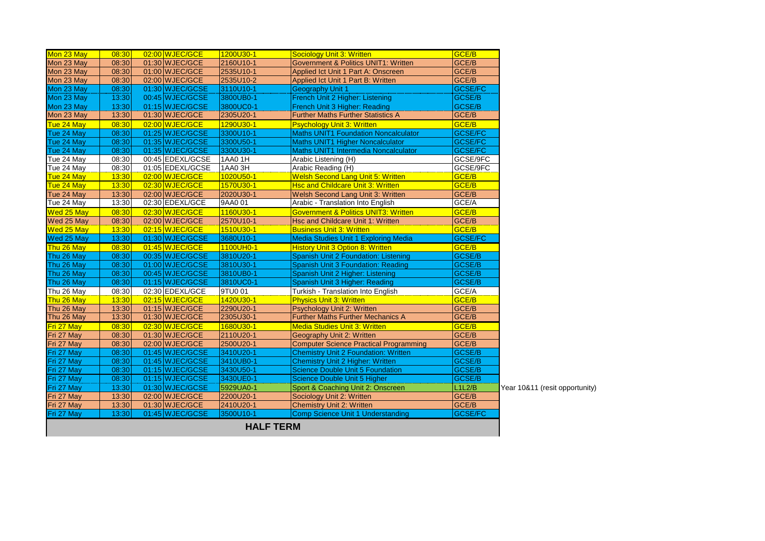| | | | | | | | |
|---|---|---|---|---|---|---|---|
| Mon 23 May | 08:30 | 02:00 | WJEC/GCE | 1200U30-1 | Sociology Unit 3: Written | GCE/B | |
| Mon 23 May | 08:30 | 01:30 | WJEC/GCE | 2160U10-1 | Government & Politics UNIT1: Written | GCE/B | |
| Mon 23 May | 08:30 | 01:00 | WJEC/GCE | 2535U10-1 | Applied Ict Unit 1 Part A: Onscreen | GCE/B | |
| Mon 23 May | 08:30 | 02:00 | WJEC/GCE | 2535U10-2 | Applied Ict Unit 1 Part B: Written | GCE/B | |
| Mon 23 May | 08:30 | 01:30 | WJEC/GCSE | 3110U10-1 | Geography Unit 1 | GCSE/FC | |
| Mon 23 May | 13:30 | 00:45 | WJEC/GCSE | 3800UB0-1 | French Unit 2 Higher: Listening | GCSE/B | |
| Mon 23 May | 13:30 | 01:15 | WJEC/GCSE | 3800UC0-1 | French Unit 3 Higher: Reading | GCSE/B | |
| Mon 23 May | 13:30 | 01:30 | WJEC/GCE | 2305U20-1 | Further Maths Further Statistics A | GCE/B | |
| Tue 24 May | 08:30 | 02:00 | WJEC/GCE | 1290U30-1 | Psychology Unit 3: Written | GCE/B | |
| Tue 24 May | 08:30 | 01:25 | WJEC/GCSE | 3300U10-1 | Maths UNIT1 Foundation Noncalculator | GCSE/FC | |
| Tue 24 May | 08:30 | 01:35 | WJEC/GCSE | 3300U50-1 | Maths UNIT1 Higher Noncalculator | GCSE/FC | |
| Tue 24 May | 08:30 | 01:35 | WJEC/GCSE | 3300U30-1 | Maths UNIT1 Intermedia Noncalculator | GCSE/FC | |
| Tue 24 May | 08:30 | 00:45 | EDEXL/GCSE | 1AA0 1H | Arabic Listening (H) | GCSE/9FC | |
| Tue 24 May | 08:30 | 01:05 | EDEXL/GCSE | 1AA0 3H | Arabic Reading (H) | GCSE/9FC | |
| Tue 24 May | 13:30 | 02:00 | WJEC/GCE | 1020U50-1 | Welsh Second Lang Unit 5: Written | GCE/B | |
| Tue 24 May | 13:30 | 02:30 | WJEC/GCE | 1570U30-1 | Hsc and Childcare Unit 3: Written | GCE/B | |
| Tue 24 May | 13:30 | 02:00 | WJEC/GCE | 2020U30-1 | Welsh Second Lang Unit 3: Written | GCE/B | |
| Tue 24 May | 13:30 | 02:30 | EDEXL/GCE | 9AA0 01 | Arabic - Translation Into English | GCE/A | |
| Wed 25 May | 08:30 | 02:30 | WJEC/GCE | 1160U30-1 | Government & Politics UNIT3: Written | GCE/B | |
| Wed 25 May | 08:30 | 02:00 | WJEC/GCE | 2570U10-1 | Hsc and Childcare Unit 1: Written | GCE/B | |
| Wed 25 May | 13:30 | 02:15 | WJEC/GCE | 1510U30-1 | Business Unit 3: Written | GCE/B | |
| Wed 25 May | 13:30 | 01:30 | WJEC/GCSE | 3680U10-1 | Media Studies Unit 1 Exploring Media | GCSE/FC | |
| Thu 26 May | 08:30 | 01:45 | WJEC/GCE | 1100UH0-1 | History Unit 3 Option 8: Written | GCE/B | |
| Thu 26 May | 08:30 | 00:35 | WJEC/GCSE | 3810U20-1 | Spanish Unit 2 Foundation: Listening | GCSE/B | |
| Thu 26 May | 08:30 | 01:00 | WJEC/GCSE | 3810U30-1 | Spanish Unit 3 Foundation: Reading | GCSE/B | |
| Thu 26 May | 08:30 | 00:45 | WJEC/GCSE | 3810UB0-1 | Spanish Unit 2 Higher: Listening | GCSE/B | |
| Thu 26 May | 08:30 | 01:15 | WJEC/GCSE | 3810UC0-1 | Spanish Unit 3 Higher: Reading | GCSE/B | |
| Thu 26 May | 08:30 | 02:30 | EDEXL/GCE | 9TU0 01 | Turkish - Translation Into English | GCE/A | |
| Thu 26 May | 13:30 | 02:15 | WJEC/GCE | 1420U30-1 | Physics Unit 3: Written | GCE/B | |
| Thu 26 May | 13:30 | 01:15 | WJEC/GCE | 2290U20-1 | Psychology Unit 2: Written | GCE/B | |
| Thu 26 May | 13:30 | 01:30 | WJEC/GCE | 2305U30-1 | Further Maths Further Mechanics A | GCE/B | |
| Fri 27 May | 08:30 | 02:30 | WJEC/GCE | 1680U30-1 | Media Studies Unit 3: Written | GCE/B | |
| Fri 27 May | 08:30 | 01:30 | WJEC/GCE | 2110U20-1 | Geography Unit 2: Written | GCE/B | |
| Fri 27 May | 08:30 | 02:00 | WJEC/GCE | 2500U20-1 | Computer Science Practical Programming | GCE/B | |
| Fri 27 May | 08:30 | 01:45 | WJEC/GCSE | 3410U20-1 | Chemistry Unit 2 Foundation: Written | GCSE/B | |
| Fri 27 May | 08:30 | 01:45 | WJEC/GCSE | 3410UB0-1 | Chemistry Unit 2 Higher: Written | GCSE/B | |
| Fri 27 May | 08:30 | 01:15 | WJEC/GCSE | 3430U50-1 | Science Double Unit 5 Foundation | GCSE/B | |
| Fri 27 May | 08:30 | 01:15 | WJEC/GCSE | 3430UE0-1 | Science Double Unit 5 Higher | GCSE/B | |
| Fri 27 May | 13:30 | 01:30 | WJEC/GCSE | 5929UA0-1 | Sport & Coaching Unit 2: Onscreen | L1L2/B | Year 10&11 (resit opportunity) |
| Fri 27 May | 13:30 | 02:00 | WJEC/GCE | 2200U20-1 | Sociology Unit 2: Written | GCE/B | |
| Fri 27 May | 13:30 | 01:30 | WJEC/GCE | 2410U20-1 | Chemistry Unit 2: Written | GCE/B | |
| Fri 27 May | 13:30 | 01:45 | WJEC/GCSE | 3500U10-1 | Comp Science Unit 1 Understanding | GCSE/FC | |

**HALF TERM**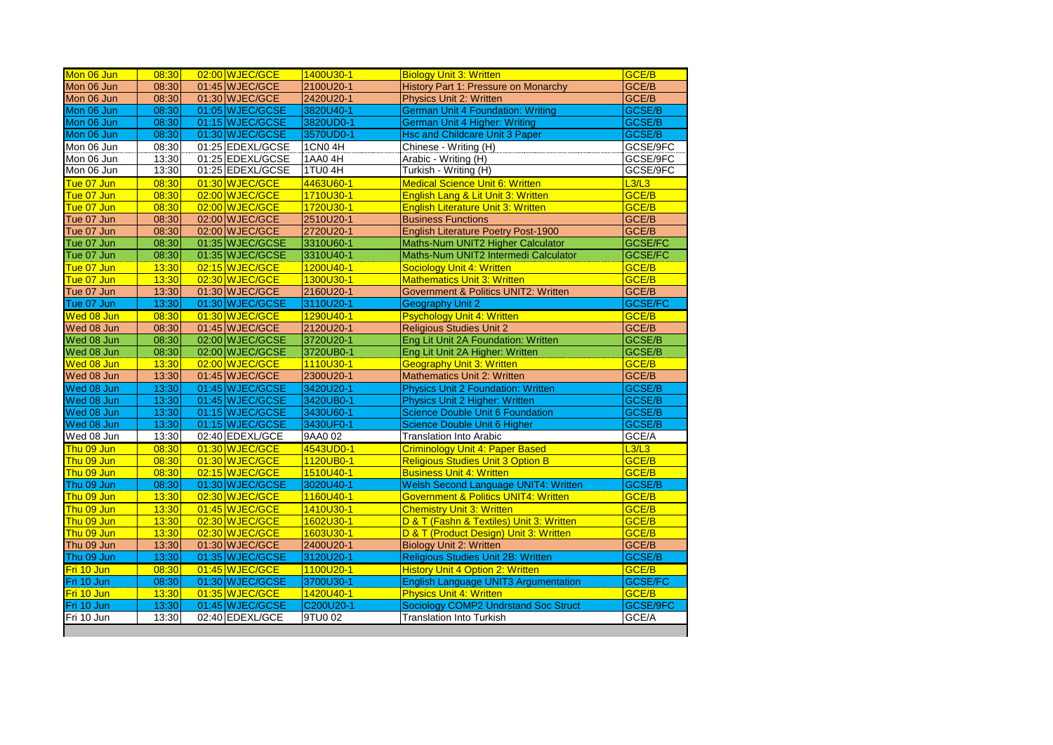| Mon 06 Jun | 08:30 | 02:00 | WJEC/GCE | 1400U30-1 | Biology Unit 3: Written | GCE/B |
|---|---|---|---|---|---|---|
| Mon 06 Jun | 08:30 | 01:45 | WJEC/GCE | 2100U20-1 | History Part 1: Pressure on Monarchy | GCE/B |
| Mon 06 Jun | 08:30 | 01:30 | WJEC/GCE | 2420U20-1 | Physics Unit 2: Written | GCE/B |
| Mon 06 Jun | 08:30 | 01:05 | WJEC/GCSE | 3820U40-1 | German Unit 4 Foundation: Writing | GCSE/B |
| Mon 06 Jun | 08:30 | 01:15 | WJEC/GCSE | 3820UD0-1 | German Unit 4 Higher: Writing | GCSE/B |
| Mon 06 Jun | 08:30 | 01:30 | WJEC/GCSE | 3570UD0-1 | Hsc and Childcare Unit 3 Paper | GCSE/B |
| Mon 06 Jun | 08:30 | 01:25 | EDEXL/GCSE | 1CN0 4H | Chinese - Writing (H) | GCSE/9FC |
| Mon 06 Jun | 13:30 | 01:25 | EDEXL/GCSE | 1AA0 4H | Arabic - Writing (H) | GCSE/9FC |
| Mon 06 Jun | 13:30 | 01:25 | EDEXL/GCSE | 1TU0 4H | Turkish - Writing (H) | GCSE/9FC |
| Tue 07 Jun | 08:30 | 01:30 | WJEC/GCE | 4463U60-1 | Medical Science Unit 6: Written | L3/L3 |
| Tue 07 Jun | 08:30 | 02:00 | WJEC/GCE | 1710U30-1 | English Lang & Lit Unit 3: Written | GCE/B |
| Tue 07 Jun | 08:30 | 02:00 | WJEC/GCE | 1720U30-1 | English Literature Unit 3: Written | GCE/B |
| Tue 07 Jun | 08:30 | 02:00 | WJEC/GCE | 2510U20-1 | Business Functions | GCE/B |
| Tue 07 Jun | 08:30 | 02:00 | WJEC/GCE | 2720U20-1 | English Literature Poetry Post-1900 | GCE/B |
| Tue 07 Jun | 08:30 | 01:35 | WJEC/GCSE | 3310U60-1 | Maths-Num UNIT2 Higher Calculator | GCSE/FC |
| Tue 07 Jun | 08:30 | 01:35 | WJEC/GCSE | 3310U40-1 | Maths-Num UNIT2 Intermedi Calculator | GCSE/FC |
| Tue 07 Jun | 13:30 | 02:15 | WJEC/GCE | 1200U40-1 | Sociology Unit 4: Written | GCE/B |
| Tue 07 Jun | 13:30 | 02:30 | WJEC/GCE | 1300U30-1 | Mathematics Unit 3: Written | GCE/B |
| Tue 07 Jun | 13:30 | 01:30 | WJEC/GCE | 2160U20-1 | Government & Politics UNIT2: Written | GCE/B |
| Tue 07 Jun | 13:30 | 01:30 | WJEC/GCSE | 3110U20-1 | Geography Unit 2 | GCSE/FC |
| Wed 08 Jun | 08:30 | 01:30 | WJEC/GCE | 1290U40-1 | Psychology Unit 4: Written | GCE/B |
| Wed 08 Jun | 08:30 | 01:45 | WJEC/GCE | 2120U20-1 | Religious Studies Unit 2 | GCE/B |
| Wed 08 Jun | 08:30 | 02:00 | WJEC/GCSE | 3720U20-1 | Eng Lit Unit 2A Foundation: Written | GCSE/B |
| Wed 08 Jun | 08:30 | 02:00 | WJEC/GCSE | 3720UB0-1 | Eng Lit Unit 2A Higher: Written | GCSE/B |
| Wed 08 Jun | 13:30 | 02:00 | WJEC/GCE | 1110U30-1 | Geography Unit 3: Written | GCE/B |
| Wed 08 Jun | 13:30 | 01:45 | WJEC/GCE | 2300U20-1 | Mathematics Unit 2: Written | GCE/B |
| Wed 08 Jun | 13:30 | 01:45 | WJEC/GCSE | 3420U20-1 | Physics Unit 2 Foundation: Written | GCSE/B |
| Wed 08 Jun | 13:30 | 01:45 | WJEC/GCSE | 3420UB0-1 | Physics Unit 2 Higher: Written | GCSE/B |
| Wed 08 Jun | 13:30 | 01:15 | WJEC/GCSE | 3430U60-1 | Science Double Unit 6 Foundation | GCSE/B |
| Wed 08 Jun | 13:30 | 01:15 | WJEC/GCSE | 3430UF0-1 | Science Double Unit 6 Higher | GCSE/B |
| Wed 08 Jun | 13:30 | 02:40 | EDEXL/GCE | 9AA0 02 | Translation Into Arabic | GCE/A |
| Thu 09 Jun | 08:30 | 01:30 | WJEC/GCE | 4543UD0-1 | Criminology Unit 4: Paper Based | L3/L3 |
| Thu 09 Jun | 08:30 | 01:30 | WJEC/GCE | 1120UB0-1 | Religious Studies Unit 3 Option B | GCE/B |
| Thu 09 Jun | 08:30 | 02:15 | WJEC/GCE | 1510U40-1 | Business Unit 4: Written | GCE/B |
| Thu 09 Jun | 08:30 | 01:30 | WJEC/GCSE | 3020U40-1 | Welsh Second Language UNIT4: Written | GCSE/B |
| Thu 09 Jun | 13:30 | 02:30 | WJEC/GCE | 1160U40-1 | Government & Politics UNIT4: Written | GCE/B |
| Thu 09 Jun | 13:30 | 01:45 | WJEC/GCE | 1410U30-1 | Chemistry Unit 3: Written | GCE/B |
| Thu 09 Jun | 13:30 | 02:30 | WJEC/GCE | 1602U30-1 | D & T (Fashn & Textiles) Unit 3: Written | GCE/B |
| Thu 09 Jun | 13:30 | 02:30 | WJEC/GCE | 1603U30-1 | D & T (Product Design) Unit 3: Written | GCE/B |
| Thu 09 Jun | 13:30 | 01:30 | WJEC/GCE | 2400U20-1 | Biology Unit 2: Written | GCE/B |
| Thu 09 Jun | 13:30 | 01:35 | WJEC/GCSE | 3120U20-1 | Religious Studies Unit 2B: Written | GCSE/B |
| Fri 10 Jun | 08:30 | 01:45 | WJEC/GCE | 1100U20-1 | History Unit 4 Option 2: Written | GCE/B |
| Fri 10 Jun | 08:30 | 01:30 | WJEC/GCSE | 3700U30-1 | English Language UNIT3 Argumentation | GCSE/FC |
| Fri 10 Jun | 13:30 | 01:35 | WJEC/GCE | 1420U40-1 | Physics Unit 4: Written | GCE/B |
| Fri 10 Jun | 13:30 | 01:45 | WJEC/GCSE | C200U20-1 | Sociology COMP2 Undrstand Soc Struct | GCSE/9FC |
| Fri 10 Jun | 13:30 | 02:40 | EDEXL/GCE | 9TU0 02 | Translation Into Turkish | GCE/A |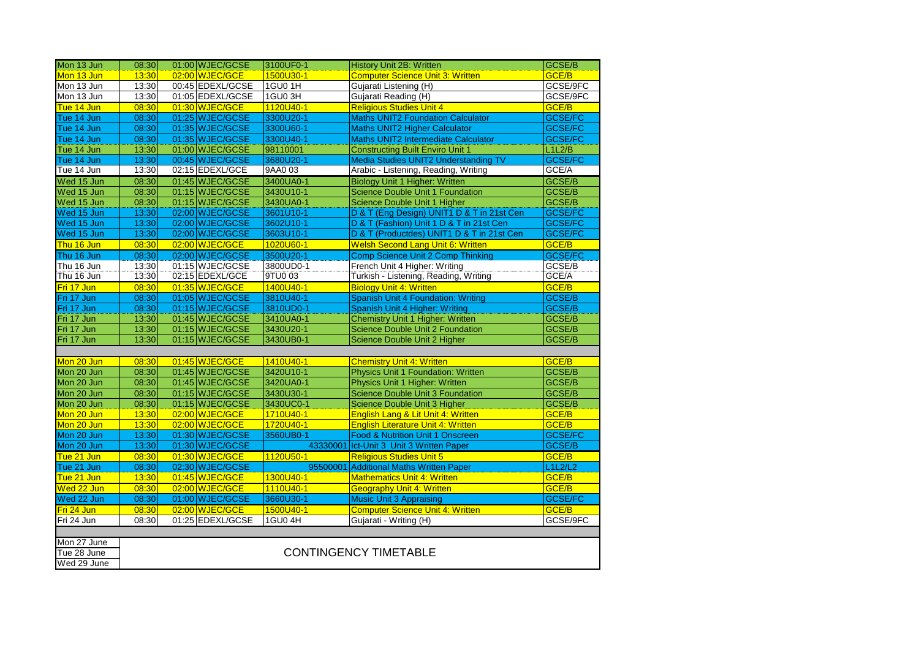| | | | | | |
|---|---|---|---|---|---|
| Mon 13 Jun | 08:30 | 01:00 WJEC/GCSE | 3100UF0-1 | History Unit 2B: Written | GCSE/B |
| Mon 13 Jun | 13:30 | 02:00 WJEC/GCE | 1500U30-1 | Computer Science Unit 3: Written | GCE/B |
| Mon 13 Jun | 13:30 | 00:45 EDEXL/GCSE | 1GU0 1H | Gujarati Listening (H) | GCSE/9FC |
| Mon 13 Jun | 13:30 | 01:05 EDEXL/GCSE | 1GU0 3H | Gujarati Reading (H) | GCSE/9FC |
| Tue 14 Jun | 08:30 | 01:30 WJEC/GCE | 1120U40-1 | Religious Studies Unit 4 | GCE/B |
| Tue 14 Jun | 08:30 | 01:25 WJEC/GCSE | 3300U20-1 | Maths UNIT2 Foundation Calculator | GCSE/FC |
| Tue 14 Jun | 08:30 | 01:35 WJEC/GCSE | 3300U60-1 | Maths UNIT2 Higher Calculator | GCSE/FC |
| Tue 14 Jun | 08:30 | 01:35 WJEC/GCSE | 3300U40-1 | Maths UNIT2 Intermediate Calculator | GCSE/FC |
| Tue 14 Jun | 13:30 | 01:00 WJEC/GCSE | 98110001 | Constructing Built Enviro Unit 1 | L1L2/B |
| Tue 14 Jun | 13:30 | 00:45 WJEC/GCSE | 3680U20-1 | Media Studies UNIT2 Understanding TV | GCSE/FC |
| Tue 14 Jun | 13:30 | 02:15 EDEXL/GCE | 9AA0 03 | Arabic - Listening, Reading, Writing | GCE/A |
| Wed 15 Jun | 08:30 | 01:45 WJEC/GCSE | 3400UA0-1 | Biology Unit 1 Higher: Written | GCSE/B |
| Wed 15 Jun | 08:30 | 01:15 WJEC/GCSE | 3430U10-1 | Science Double Unit 1 Foundation | GCSE/B |
| Wed 15 Jun | 08:30 | 01:15 WJEC/GCSE | 3430UA0-1 | Science Double Unit 1 Higher | GCSE/B |
| Wed 15 Jun | 13:30 | 02:00 WJEC/GCSE | 3601U10-1 | D & T (Eng Design) UNIT1 D & T in 21st Cen | GCSE/FC |
| Wed 15 Jun | 13:30 | 02:00 WJEC/GCSE | 3602U10-1 | D & T (Fashion) Unit 1 D & T in 21st Cen | GCSE/FC |
| Wed 15 Jun | 13:30 | 02:00 WJEC/GCSE | 3603U10-1 | D & T (Productdes) UNIT1 D & T in 21st Cen | GCSE/FC |
| Thu 16 Jun | 08:30 | 02:00 WJEC/GCE | 1020U60-1 | Welsh Second Lang Unit 6: Written | GCE/B |
| Thu 16 Jun | 08:30 | 02:00 WJEC/GCSE | 3500U20-1 | Comp Science Unit 2 Comp Thinking | GCSE/FC |
| Thu 16 Jun | 13:30 | 01:15 WJEC/GCSE | 3800UD0-1 | French Unit 4 Higher: Writing | GCSE/B |
| Thu 16 Jun | 13:30 | 02:15 EDEXL/GCE | 9TU0 03 | Turkish - Listening, Reading, Writing | GCE/A |
| Fri 17 Jun | 08:30 | 01:35 WJEC/GCE | 1400U40-1 | Biology Unit 4: Written | GCE/B |
| Fri 17 Jun | 08:30 | 01:05 WJEC/GCSE | 3810U40-1 | Spanish Unit 4 Foundation: Writing | GCSE/B |
| Fri 17 Jun | 08:30 | 01:15 WJEC/GCSE | 3810UD0-1 | Spanish Unit 4 Higher: Writing | GCSE/B |
| Fri 17 Jun | 13:30 | 01:45 WJEC/GCSE | 3410UA0-1 | Chemistry Unit 1 Higher: Written | GCSE/B |
| Fri 17 Jun | 13:30 | 01:15 WJEC/GCSE | 3430U20-1 | Science Double Unit 2 Foundation | GCSE/B |
| Fri 17 Jun | 13:30 | 01:15 WJEC/GCSE | 3430UB0-1 | Science Double Unit 2 Higher | GCSE/B |
| | | | | | |
| Mon 20 Jun | 08:30 | 01:45 WJEC/GCE | 1410U40-1 | Chemistry Unit 4: Written | GCE/B |
| Mon 20 Jun | 08:30 | 01:45 WJEC/GCSE | 3420U10-1 | Physics Unit 1 Foundation: Written | GCSE/B |
| Mon 20 Jun | 08:30 | 01:45 WJEC/GCSE | 3420UA0-1 | Physics Unit 1 Higher: Written | GCSE/B |
| Mon 20 Jun | 08:30 | 01:15 WJEC/GCSE | 3430U30-1 | Science Double Unit 3 Foundation | GCSE/B |
| Mon 20 Jun | 08:30 | 01:15 WJEC/GCSE | 3430UC0-1 | Science Double Unit 3 Higher | GCSE/B |
| Mon 20 Jun | 13:30 | 02:00 WJEC/GCE | 1710U40-1 | English Lang & Lit Unit 4: Written | GCE/B |
| Mon 20 Jun | 13:30 | 02:00 WJEC/GCE | 1720U40-1 | English Literature Unit 4: Written | GCE/B |
| Mon 20 Jun | 13:30 | 01:30 WJEC/GCSE | 3560UB0-1 | Food & Nutrition Unit 1 Onscreen | GCSE/FC |
| Mon 20 Jun | 13:30 | 01:30 WJEC/GCSE | 43330001 | Ict-Unit 3 Unit 3 Written Paper | GCSE/B |
| Tue 21 Jun | 08:30 | 01:30 WJEC/GCE | 1120U50-1 | Religious Studies Unit 5 | GCE/B |
| Tue 21 Jun | 08:30 | 02:30 WJEC/GCSE | 95500001 | Additional Maths Written Paper | L1L2/L2 |
| Tue 21 Jun | 13:30 | 01:45 WJEC/GCE | 1300U40-1 | Mathematics Unit 4: Written | GCE/B |
| Wed 22 Jun | 08:30 | 02:00 WJEC/GCE | 1110U40-1 | Geography Unit 4: Written | GCE/B |
| Wed 22 Jun | 08:30 | 01:00 WJEC/GCSE | 3660U30-1 | Music Unit 3 Appraising | GCSE/FC |
| Fri 24 Jun | 08:30 | 02:00 WJEC/GCE | 1500U40-1 | Computer Science Unit 4: Written | GCE/B |
| Fri 24 Jun | 08:30 | 01:25 EDEXL/GCSE | 1GU0 4H | Gujarati - Writing (H) | GCSE/9FC |
| | | | | | |
| Mon 27 June | CONTINGENCY TIMETABLE | | | | |
| Tue 28 June | | | | | |
| Wed 29 June | | | | | |